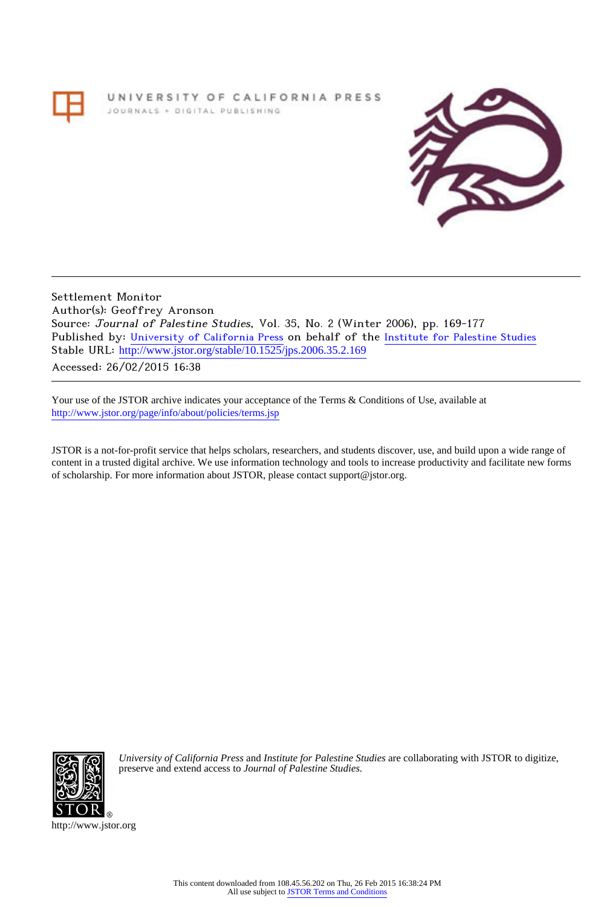UNIVERSITY OF CALIFORNIA PRESS
JOURNALS + DIGITAL PUBLISHING

Settlement Monitor
Author(s): Geoffrey Aronson
Source: *Journal of Palestine Studies*, Vol. 35, No. 2 (Winter 2006), pp. 169-177
Published by: University of California Press on behalf of the Institute for Palestine Studies
Stable URL: http://www.jstor.org/stable/10.1525/jps.2006.35.2.169
Accessed: 26/02/2015 16:38

Your use of the JSTOR archive indicates your acceptance of the Terms & Conditions of Use, available at http://www.jstor.org/page/info/about/policies/terms.jsp

JSTOR is a not-for-profit service that helps scholars, researchers, and students discover, use, and build upon a wide range of content in a trusted digital archive. We use information technology and tools to increase productivity and facilitate new forms of scholarship. For more information about JSTOR, please contact support@jstor.org.

*University of California Press* and *Institute for Palestine Studies* are collaborating with JSTOR to digitize, preserve and extend access to *Journal of Palestine Studies.*

http://www.jstor.org

This content downloaded from 108.45.56.202 on Thu, 26 Feb 2015 16:38:24 PM
All use subject to JSTOR Terms and Conditions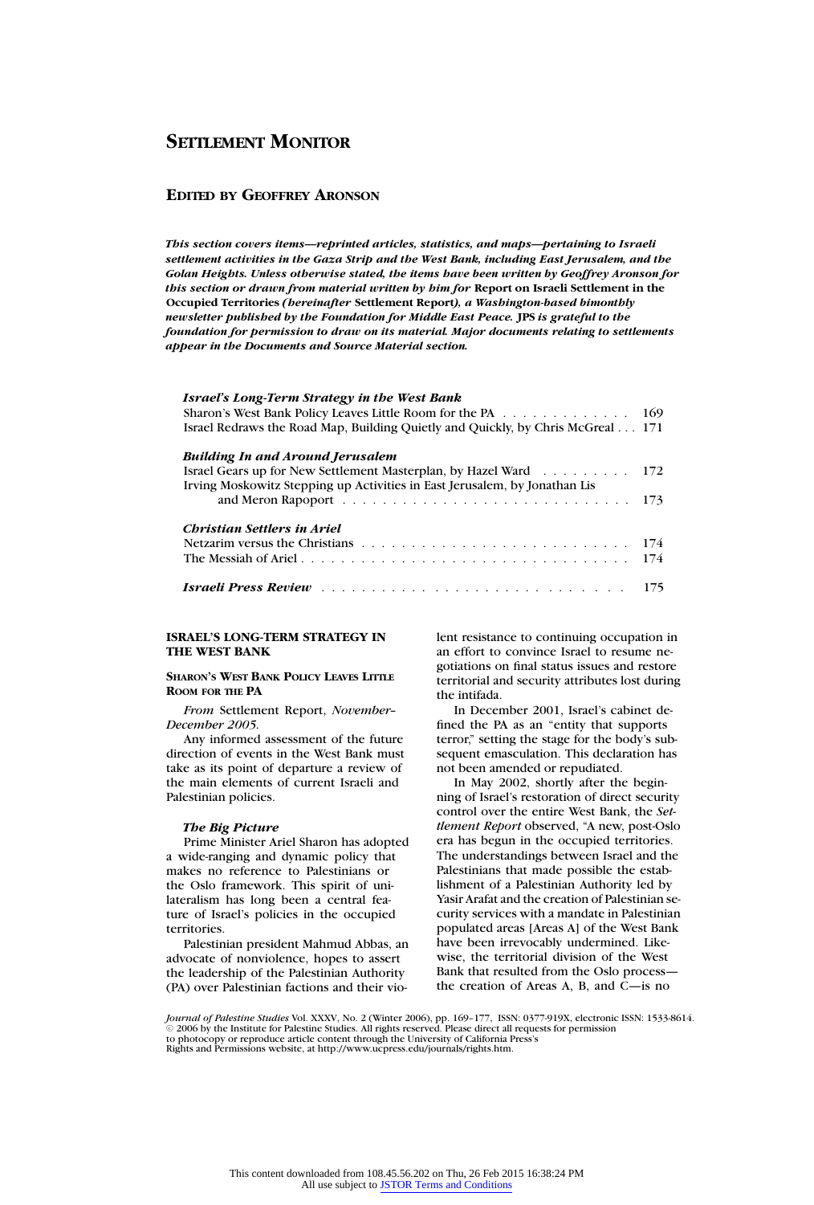# SETTLEMENT MONITOR

## EDITED BY GEOFFREY ARONSON

***This section covers items—reprinted articles, statistics, and maps—pertaining to Israeli settlement activities in the Gaza Strip and the West Bank, including East Jerusalem, and the Golan Heights. Unless otherwise stated, the items have been written by Geoffrey Aronson for this section or drawn from material written by him for* Report on Israeli Settlement in the Occupied Territories *(hereinafter* Settlement Report*), a Washington-based bimonthly newsletter published by the Foundation for Middle East Peace.* JPS *is grateful to the foundation for permission to draw on its material. Major documents relating to settlements appear in the Documents and Source Material section.***

***Israel's Long-Term Strategy in the West Bank***
Sharon's West Bank Policy Leaves Little Room for the PA . . . . . . . . . . . . . 169
Israel Redraws the Road Map, Building Quietly and Quickly, by Chris McGreal . . . 171

***Building In and Around Jerusalem***
Israel Gears up for New Settlement Masterplan, by Hazel Ward . . . . . . . . . 172
Irving Moskowitz Stepping up Activities in East Jerusalem, by Jonathan Lis and Meron Rapoport . . . . . . . . . . . . . . . . . . . . . . . . . . . 173

***Christian Settlers in Ariel***
Netzarim versus the Christians . . . . . . . . . . . . . . . . . . . . . . . . . . 174
The Messiah of Ariel . . . . . . . . . . . . . . . . . . . . . . . . . . . . . . 174

***Israeli Press Review*** . . . . . . . . . . . . . . . . . . . . . . . . . . . . 175

## ISRAEL'S LONG-TERM STRATEGY IN THE WEST BANK

### SHARON'S WEST BANK POLICY LEAVES LITTLE ROOM FOR THE PA

*From* Settlement Report, *November–December 2005.*

Any informed assessment of the future direction of events in the West Bank must take as its point of departure a review of the main elements of current Israeli and Palestinian policies.

#### *The Big Picture*

Prime Minister Ariel Sharon has adopted a wide-ranging and dynamic policy that makes no reference to Palestinians or the Oslo framework. This spirit of unilateralism has long been a central feature of Israel's policies in the occupied territories.

Palestinian president Mahmud Abbas, an advocate of nonviolence, hopes to assert the leadership of the Palestinian Authority (PA) over Palestinian factions and their violent resistance to continuing occupation in an effort to convince Israel to resume negotiations on final status issues and restore territorial and security attributes lost during the intifada.

In December 2001, Israel's cabinet defined the PA as an "entity that supports terror," setting the stage for the body's subsequent emasculation. This declaration has not been amended or repudiated.

In May 2002, shortly after the beginning of Israel's restoration of direct security control over the entire West Bank, the *Settlement Report* observed, "A new, post-Oslo era has begun in the occupied territories. The understandings between Israel and the Palestinians that made possible the establishment of a Palestinian Authority led by Yasir Arafat and the creation of Palestinian security services with a mandate in Palestinian populated areas [Areas A] of the West Bank have been irrevocably undermined. Likewise, the territorial division of the West Bank that resulted from the Oslo process—the creation of Areas A, B, and C—is no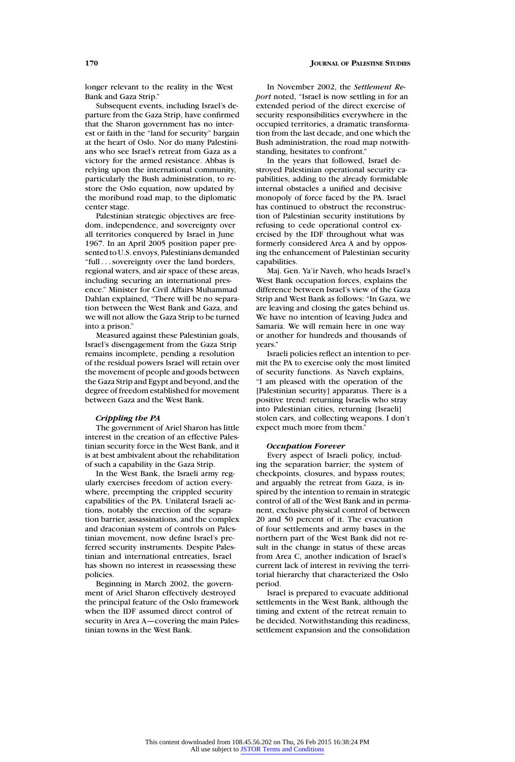longer relevant to the reality in the West Bank and Gaza Strip."

Subsequent events, including Israel's departure from the Gaza Strip, have confirmed that the Sharon government has no interest or faith in the "land for security" bargain at the heart of Oslo. Nor do many Palestinians who see Israel's retreat from Gaza as a victory for the armed resistance. Abbas is relying upon the international community, particularly the Bush administration, to restore the Oslo equation, now updated by the moribund road map, to the diplomatic center stage.

Palestinian strategic objectives are freedom, independence, and sovereignty over all territories conquered by Israel in June 1967. In an April 2005 position paper presented to U.S. envoys, Palestinians demanded "full . . . sovereignty over the land borders, regional waters, and air space of these areas, including securing an international presence." Minister for Civil Affairs Muhammad Dahlan explained, "There will be no separation between the West Bank and Gaza, and we will not allow the Gaza Strip to be turned into a prison."

Measured against these Palestinian goals, Israel's disengagement from the Gaza Strip remains incomplete, pending a resolution of the residual powers Israel will retain over the movement of people and goods between the Gaza Strip and Egypt and beyond, and the degree of freedom established for movement between Gaza and the West Bank.

### *Crippling the PA*

The government of Ariel Sharon has little interest in the creation of an effective Palestinian security force in the West Bank, and it is at best ambivalent about the rehabilitation of such a capability in the Gaza Strip.

In the West Bank, the Israeli army regularly exercises freedom of action everywhere, preempting the crippled security capabilities of the PA. Unilateral Israeli actions, notably the erection of the separation barrier, assassinations, and the complex and draconian system of controls on Palestinian movement, now define Israel's preferred security instruments. Despite Palestinian and international entreaties, Israel has shown no interest in reassessing these policies.

Beginning in March 2002, the government of Ariel Sharon effectively destroyed the principal feature of the Oslo framework when the IDF assumed direct control of security in Area A—covering the main Palestinian towns in the West Bank.

In November 2002, the *Settlement Report* noted, "Israel is now settling in for an extended period of the direct exercise of security responsibilities everywhere in the occupied territories, a dramatic transformation from the last decade, and one which the Bush administration, the road map notwithstanding, hesitates to confront."

In the years that followed, Israel destroyed Palestinian operational security capabilities, adding to the already formidable internal obstacles a unified and decisive monopoly of force faced by the PA. Israel has continued to obstruct the reconstruction of Palestinian security institutions by refusing to cede operational control exercised by the IDF throughout what was formerly considered Area A and by opposing the enhancement of Palestinian security capabilities.

Maj. Gen. Ya'ir Naveh, who heads Israel's West Bank occupation forces, explains the difference between Israel's view of the Gaza Strip and West Bank as follows: "In Gaza, we are leaving and closing the gates behind us. We have no intention of leaving Judea and Samaria. We will remain here in one way or another for hundreds and thousands of years."

Israeli policies reflect an intention to permit the PA to exercise only the most limited of security functions. As Naveh explains, "I am pleased with the operation of the [Palestinian security] apparatus. There is a positive trend: returning Israelis who stray into Palestinian cities, returning [Israeli] stolen cars, and collecting weapons. I don't expect much more from them."

### *Occupation Forever*

Every aspect of Israeli policy, including the separation barrier; the system of checkpoints, closures, and bypass routes; and arguably the retreat from Gaza, is inspired by the intention to remain in strategic control of all of the West Bank and in permanent, exclusive physical control of between 20 and 50 percent of it. The evacuation of four settlements and army bases in the northern part of the West Bank did not result in the change in status of these areas from Area C, another indication of Israel's current lack of interest in reviving the territorial hierarchy that characterized the Oslo period.

Israel is prepared to evacuate additional settlements in the West Bank, although the timing and extent of the retreat remain to be decided. Notwithstanding this readiness, settlement expansion and the consolidation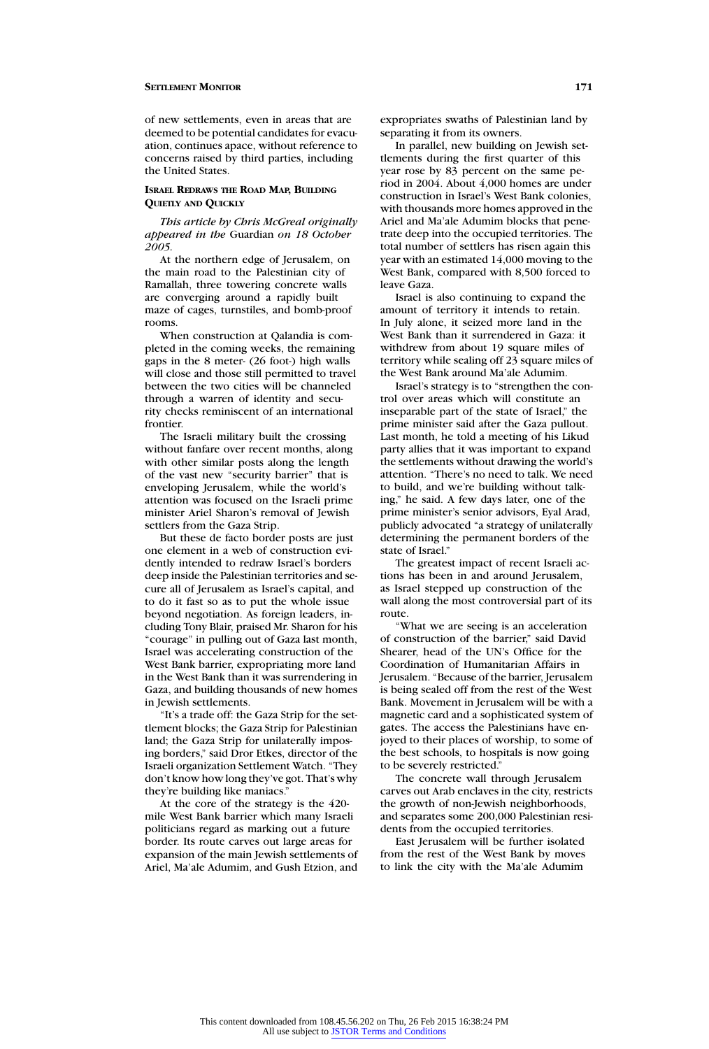of new settlements, even in areas that are deemed to be potential candidates for evacuation, continues apace, without reference to concerns raised by third parties, including the United States.

## Israel Redraws the Road Map, Building Quietly and Quickly

*This article by Chris McGreal originally appeared in the* Guardian *on 18 October 2005.*

At the northern edge of Jerusalem, on the main road to the Palestinian city of Ramallah, three towering concrete walls are converging around a rapidly built maze of cages, turnstiles, and bomb-proof rooms.

When construction at Qalandia is completed in the coming weeks, the remaining gaps in the 8 meter- (26 foot-) high walls will close and those still permitted to travel between the two cities will be channeled through a warren of identity and security checks reminiscent of an international frontier.

The Israeli military built the crossing without fanfare over recent months, along with other similar posts along the length of the vast new "security barrier" that is enveloping Jerusalem, while the world's attention was focused on the Israeli prime minister Ariel Sharon's removal of Jewish settlers from the Gaza Strip.

But these de facto border posts are just one element in a web of construction evidently intended to redraw Israel's borders deep inside the Palestinian territories and secure all of Jerusalem as Israel's capital, and to do it fast so as to put the whole issue beyond negotiation. As foreign leaders, including Tony Blair, praised Mr. Sharon for his "courage" in pulling out of Gaza last month, Israel was accelerating construction of the West Bank barrier, expropriating more land in the West Bank than it was surrendering in Gaza, and building thousands of new homes in Jewish settlements.

"It's a trade off: the Gaza Strip for the settlement blocks; the Gaza Strip for Palestinian land; the Gaza Strip for unilaterally imposing borders," said Dror Etkes, director of the Israeli organization Settlement Watch. "They don't know how long they've got. That's why they're building like maniacs."

At the core of the strategy is the 420-mile West Bank barrier which many Israeli politicians regard as marking out a future border. Its route carves out large areas for expansion of the main Jewish settlements of Ariel, Ma'ale Adumim, and Gush Etzion, and expropriates swaths of Palestinian land by separating it from its owners.

In parallel, new building on Jewish settlements during the first quarter of this year rose by 83 percent on the same period in 2004. About 4,000 homes are under construction in Israel's West Bank colonies, with thousands more homes approved in the Ariel and Ma'ale Adumim blocks that penetrate deep into the occupied territories. The total number of settlers has risen again this year with an estimated 14,000 moving to the West Bank, compared with 8,500 forced to leave Gaza.

Israel is also continuing to expand the amount of territory it intends to retain. In July alone, it seized more land in the West Bank than it surrendered in Gaza: it withdrew from about 19 square miles of territory while sealing off 23 square miles of the West Bank around Ma'ale Adumim.

Israel's strategy is to "strengthen the control over areas which will constitute an inseparable part of the state of Israel," the prime minister said after the Gaza pullout. Last month, he told a meeting of his Likud party allies that it was important to expand the settlements without drawing the world's attention. "There's no need to talk. We need to build, and we're building without talking," he said. A few days later, one of the prime minister's senior advisors, Eyal Arad, publicly advocated "a strategy of unilaterally determining the permanent borders of the state of Israel."

The greatest impact of recent Israeli actions has been in and around Jerusalem, as Israel stepped up construction of the wall along the most controversial part of its route.

"What we are seeing is an acceleration of construction of the barrier," said David Shearer, head of the UN's Office for the Coordination of Humanitarian Affairs in Jerusalem. "Because of the barrier, Jerusalem is being sealed off from the rest of the West Bank. Movement in Jerusalem will be with a magnetic card and a sophisticated system of gates. The access the Palestinians have enjoyed to their places of worship, to some of the best schools, to hospitals is now going to be severely restricted."

The concrete wall through Jerusalem carves out Arab enclaves in the city, restricts the growth of non-Jewish neighborhoods, and separates some 200,000 Palestinian residents from the occupied territories.

East Jerusalem will be further isolated from the rest of the West Bank by moves to link the city with the Ma'ale Adumim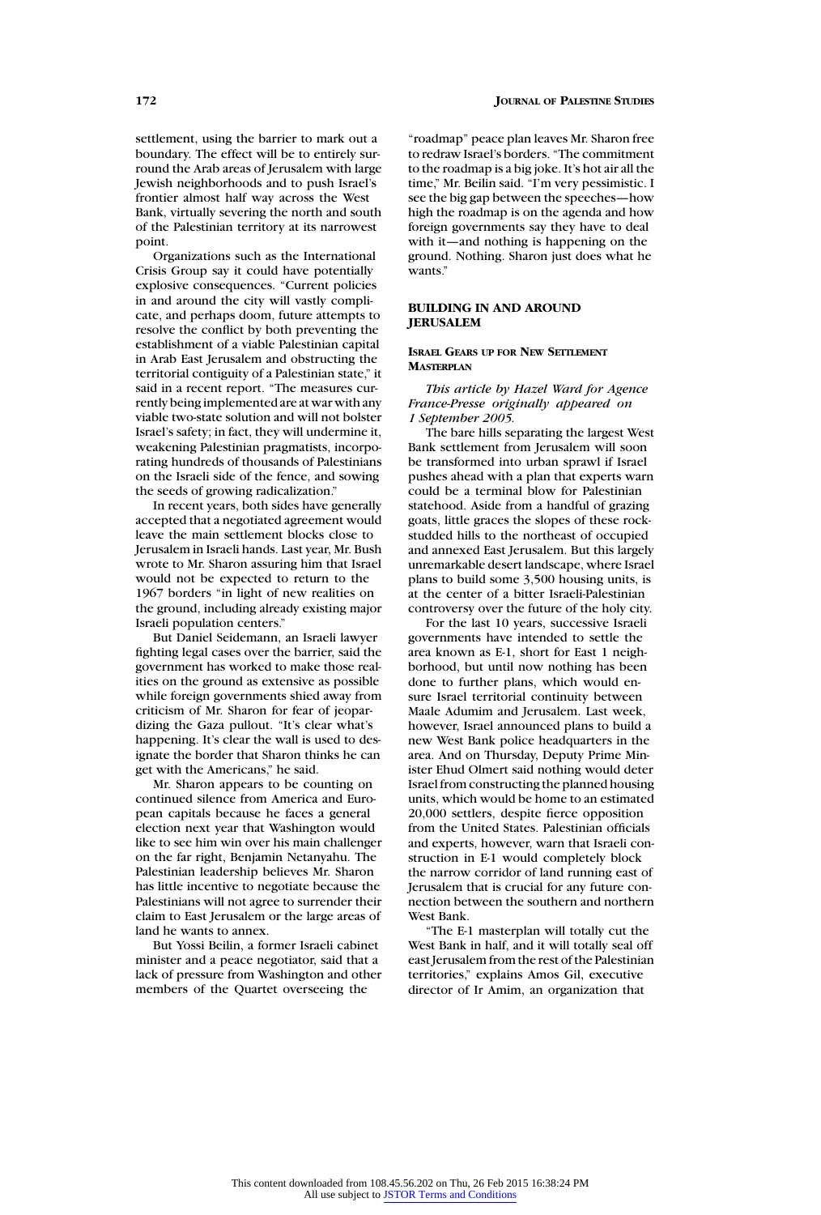settlement, using the barrier to mark out a boundary. The effect will be to entirely surround the Arab areas of Jerusalem with large Jewish neighborhoods and to push Israel's frontier almost half way across the West Bank, virtually severing the north and south of the Palestinian territory at its narrowest point.

Organizations such as the International Crisis Group say it could have potentially explosive consequences. "Current policies in and around the city will vastly complicate, and perhaps doom, future attempts to resolve the conflict by both preventing the establishment of a viable Palestinian capital in Arab East Jerusalem and obstructing the territorial contiguity of a Palestinian state," it said in a recent report. "The measures currently being implemented are at war with any viable two-state solution and will not bolster Israel's safety; in fact, they will undermine it, weakening Palestinian pragmatists, incorporating hundreds of thousands of Palestinians on the Israeli side of the fence, and sowing the seeds of growing radicalization."

In recent years, both sides have generally accepted that a negotiated agreement would leave the main settlement blocks close to Jerusalem in Israeli hands. Last year, Mr. Bush wrote to Mr. Sharon assuring him that Israel would not be expected to return to the 1967 borders "in light of new realities on the ground, including already existing major Israeli population centers."

But Daniel Seidemann, an Israeli lawyer fighting legal cases over the barrier, said the government has worked to make those realities on the ground as extensive as possible while foreign governments shied away from criticism of Mr. Sharon for fear of jeopardizing the Gaza pullout. "It's clear what's happening. It's clear the wall is used to designate the border that Sharon thinks he can get with the Americans," he said.

Mr. Sharon appears to be counting on continued silence from America and European capitals because he faces a general election next year that Washington would like to see him win over his main challenger on the far right, Benjamin Netanyahu. The Palestinian leadership believes Mr. Sharon has little incentive to negotiate because the Palestinians will not agree to surrender their claim to East Jerusalem or the large areas of land he wants to annex.

But Yossi Beilin, a former Israeli cabinet minister and a peace negotiator, said that a lack of pressure from Washington and other members of the Quartet overseeing the "roadmap" peace plan leaves Mr. Sharon free to redraw Israel's borders. "The commitment to the roadmap is a big joke. It's hot air all the time," Mr. Beilin said. "I'm very pessimistic. I see the big gap between the speeches—how high the roadmap is on the agenda and how foreign governments say they have to deal with it—and nothing is happening on the ground. Nothing. Sharon just does what he wants."

## BUILDING IN AND AROUND JERUSALEM

### Israel Gears up for New Settlement Masterplan

*This article by Hazel Ward for Agence France-Presse originally appeared on 1 September 2005.*

The bare hills separating the largest West Bank settlement from Jerusalem will soon be transformed into urban sprawl if Israel pushes ahead with a plan that experts warn could be a terminal blow for Palestinian statehood. Aside from a handful of grazing goats, little graces the slopes of these rock-studded hills to the northeast of occupied and annexed East Jerusalem. But this largely unremarkable desert landscape, where Israel plans to build some 3,500 housing units, is at the center of a bitter Israeli-Palestinian controversy over the future of the holy city.

For the last 10 years, successive Israeli governments have intended to settle the area known as E-1, short for East 1 neighborhood, but until now nothing has been done to further plans, which would ensure Israel territorial continuity between Maale Adumim and Jerusalem. Last week, however, Israel announced plans to build a new West Bank police headquarters in the area. And on Thursday, Deputy Prime Minister Ehud Olmert said nothing would deter Israel from constructing the planned housing units, which would be home to an estimated 20,000 settlers, despite fierce opposition from the United States. Palestinian officials and experts, however, warn that Israeli construction in E-1 would completely block the narrow corridor of land running east of Jerusalem that is crucial for any future connection between the southern and northern West Bank.

"The E-1 masterplan will totally cut the West Bank in half, and it will totally seal off east Jerusalem from the rest of the Palestinian territories," explains Amos Gil, executive director of Ir Amim, an organization that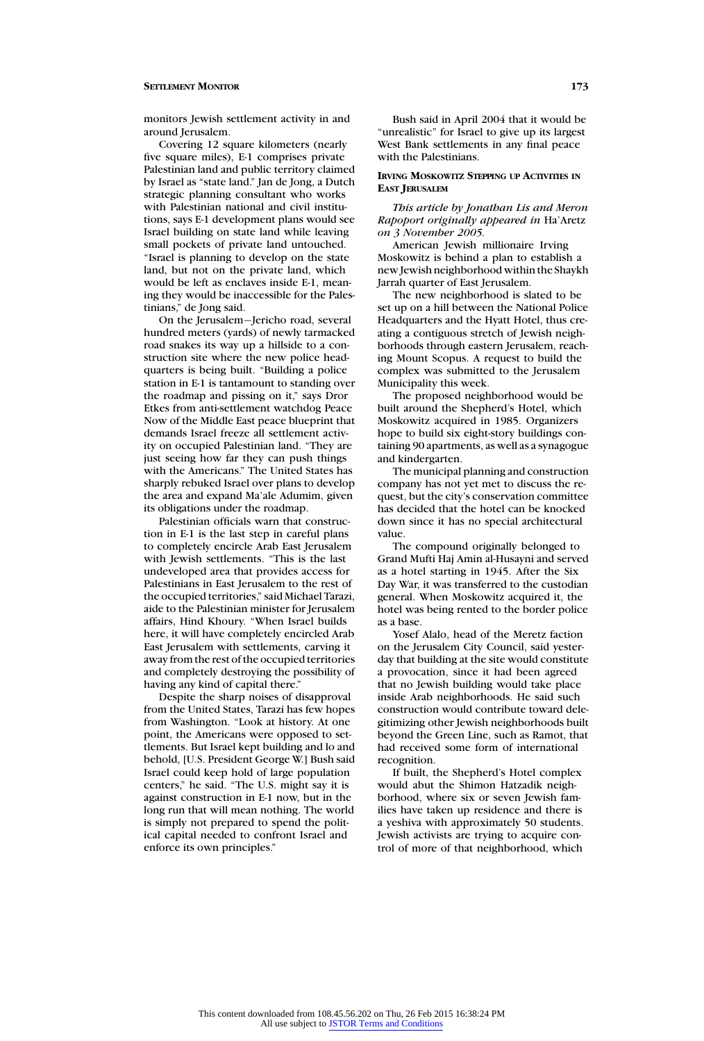monitors Jewish settlement activity in and around Jerusalem.

Covering 12 square kilometers (nearly five square miles), E-1 comprises private Palestinian land and public territory claimed by Israel as "state land." Jan de Jong, a Dutch strategic planning consultant who works with Palestinian national and civil institutions, says E-1 development plans would see Israel building on state land while leaving small pockets of private land untouched. "Israel is planning to develop on the state land, but not on the private land, which would be left as enclaves inside E-1, meaning they would be inaccessible for the Palestinians," de Jong said.

On the Jerusalem–Jericho road, several hundred meters (yards) of newly tarmacked road snakes its way up a hillside to a construction site where the new police headquarters is being built. "Building a police station in E-1 is tantamount to standing over the roadmap and pissing on it," says Dror Etkes from anti-settlement watchdog Peace Now of the Middle East peace blueprint that demands Israel freeze all settlement activity on occupied Palestinian land. "They are just seeing how far they can push things with the Americans." The United States has sharply rebuked Israel over plans to develop the area and expand Ma'ale Adumim, given its obligations under the roadmap.

Palestinian officials warn that construction in E-1 is the last step in careful plans to completely encircle Arab East Jerusalem with Jewish settlements. "This is the last undeveloped area that provides access for Palestinians in East Jerusalem to the rest of the occupied territories," said Michael Tarazi, aide to the Palestinian minister for Jerusalem affairs, Hind Khoury. "When Israel builds here, it will have completely encircled Arab East Jerusalem with settlements, carving it away from the rest of the occupied territories and completely destroying the possibility of having any kind of capital there."

Despite the sharp noises of disapproval from the United States, Tarazi has few hopes from Washington. "Look at history. At one point, the Americans were opposed to settlements. But Israel kept building and lo and behold, [U.S. President George W.] Bush said Israel could keep hold of large population centers," he said. "The U.S. might say it is against construction in E-1 now, but in the long run that will mean nothing. The world is simply not prepared to spend the political capital needed to confront Israel and enforce its own principles."

Bush said in April 2004 that it would be "unrealistic" for Israel to give up its largest West Bank settlements in any final peace with the Palestinians.

### Irving Moskowitz Stepping up Activities in East Jerusalem

*This article by Jonathan Lis and Meron Rapoport originally appeared in* Ha'Aretz *on 3 November 2005.*

American Jewish millionaire Irving Moskowitz is behind a plan to establish a new Jewish neighborhood within the Shaykh Jarrah quarter of East Jerusalem.

The new neighborhood is slated to be set up on a hill between the National Police Headquarters and the Hyatt Hotel, thus creating a contiguous stretch of Jewish neighborhoods through eastern Jerusalem, reaching Mount Scopus. A request to build the complex was submitted to the Jerusalem Municipality this week.

The proposed neighborhood would be built around the Shepherd's Hotel, which Moskowitz acquired in 1985. Organizers hope to build six eight-story buildings containing 90 apartments, as well as a synagogue and kindergarten.

The municipal planning and construction company has not yet met to discuss the request, but the city's conservation committee has decided that the hotel can be knocked down since it has no special architectural value.

The compound originally belonged to Grand Mufti Haj Amin al-Husayni and served as a hotel starting in 1945. After the Six Day War, it was transferred to the custodian general. When Moskowitz acquired it, the hotel was being rented to the border police as a base.

Yosef Alalo, head of the Meretz faction on the Jerusalem City Council, said yesterday that building at the site would constitute a provocation, since it had been agreed that no Jewish building would take place inside Arab neighborhoods. He said such construction would contribute toward delegitimizing other Jewish neighborhoods built beyond the Green Line, such as Ramot, that had received some form of international recognition.

If built, the Shepherd's Hotel complex would abut the Shimon Hatzadik neighborhood, where six or seven Jewish families have taken up residence and there is a yeshiva with approximately 50 students. Jewish activists are trying to acquire control of more of that neighborhood, which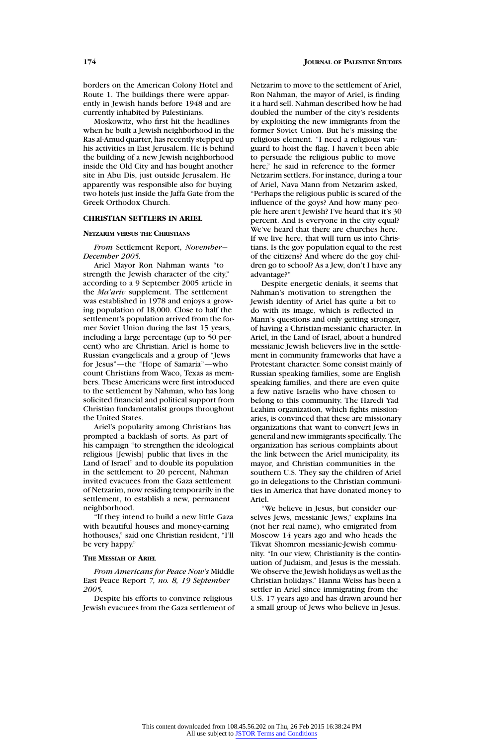borders on the American Colony Hotel and Route 1. The buildings there were apparently in Jewish hands before 1948 and are currently inhabited by Palestinians.

Moskowitz, who first hit the headlines when he built a Jewish neighborhood in the Ras al-Amud quarter, has recently stepped up his activities in East Jerusalem. He is behind the building of a new Jewish neighborhood inside the Old City and has bought another site in Abu Dis, just outside Jerusalem. He apparently was responsible also for buying two hotels just inside the Jaffa Gate from the Greek Orthodox Church.

## CHRISTIAN SETTLERS IN ARIEL

### NETZARIM VERSUS THE CHRISTIANS

*From* Settlement Report, *November–December 2005.*

Ariel Mayor Ron Nahman wants "to strength the Jewish character of the city," according to a 9 September 2005 article in the *Ma'ariv* supplement. The settlement was established in 1978 and enjoys a growing population of 18,000. Close to half the settlement's population arrived from the former Soviet Union during the last 15 years, including a large percentage (up to 50 percent) who are Christian. Ariel is home to Russian evangelicals and a group of "Jews for Jesus"—the "Hope of Samaria"—who count Christians from Waco, Texas as members. These Americans were first introduced to the settlement by Nahman, who has long solicited financial and political support from Christian fundamentalist groups throughout the United States.

Ariel's popularity among Christians has prompted a backlash of sorts. As part of his campaign "to strengthen the ideological religious [Jewish] public that lives in the Land of Israel" and to double its population in the settlement to 20 percent, Nahman invited evacuees from the Gaza settlement of Netzarim, now residing temporarily in the settlement, to establish a new, permanent neighborhood.

"If they intend to build a new little Gaza with beautiful houses and money-earning hothouses," said one Christian resident, "I'll be very happy."

### THE MESSIAH OF ARIEL

*From Americans for Peace Now's* Middle East Peace Report *7, no. 8, 19 September 2005.*

Despite his efforts to convince religious Jewish evacuees from the Gaza settlement of Netzarim to move to the settlement of Ariel, Ron Nahman, the mayor of Ariel, is finding it a hard sell. Nahman described how he had doubled the number of the city's residents by exploiting the new immigrants from the former Soviet Union. But he's missing the religious element. "I need a religious vanguard to hoist the flag. I haven't been able to persuade the religious public to move here," he said in reference to the former Netzarim settlers. For instance, during a tour of Ariel, Nava Mann from Netzarim asked, "Perhaps the religious public is scared of the influence of the goys? And how many people here aren't Jewish? I've heard that it's 30 percent. And is everyone in the city equal? We've heard that there are churches here. If we live here, that will turn us into Christians. Is the goy population equal to the rest of the citizens? And where do the goy children go to school? As a Jew, don't I have any advantage?"

Despite energetic denials, it seems that Nahman's motivation to strengthen the Jewish identity of Ariel has quite a bit to do with its image, which is reflected in Mann's questions and only getting stronger, of having a Christian-messianic character. In Ariel, in the Land of Israel, about a hundred messianic Jewish believers live in the settlement in community frameworks that have a Protestant character. Some consist mainly of Russian speaking families, some are English speaking families, and there are even quite a few native Israelis who have chosen to belong to this community. The Haredi Yad Leahim organization, which fights missionaries, is convinced that these are missionary organizations that want to convert Jews in general and new immigrants specifically. The organization has serious complaints about the link between the Ariel municipality, its mayor, and Christian communities in the southern U.S. They say the children of Ariel go in delegations to the Christian communities in America that have donated money to Ariel.

"We believe in Jesus, but consider ourselves Jews, messianic Jews," explains Ina (not her real name), who emigrated from Moscow 14 years ago and who heads the Tikvat Shomron messianic-Jewish community. "In our view, Christianity is the continuation of Judaism, and Jesus is the messiah. We observe the Jewish holidays as well as the Christian holidays." Hanna Weiss has been a settler in Ariel since immigrating from the U.S. 17 years ago and has drawn around her a small group of Jews who believe in Jesus.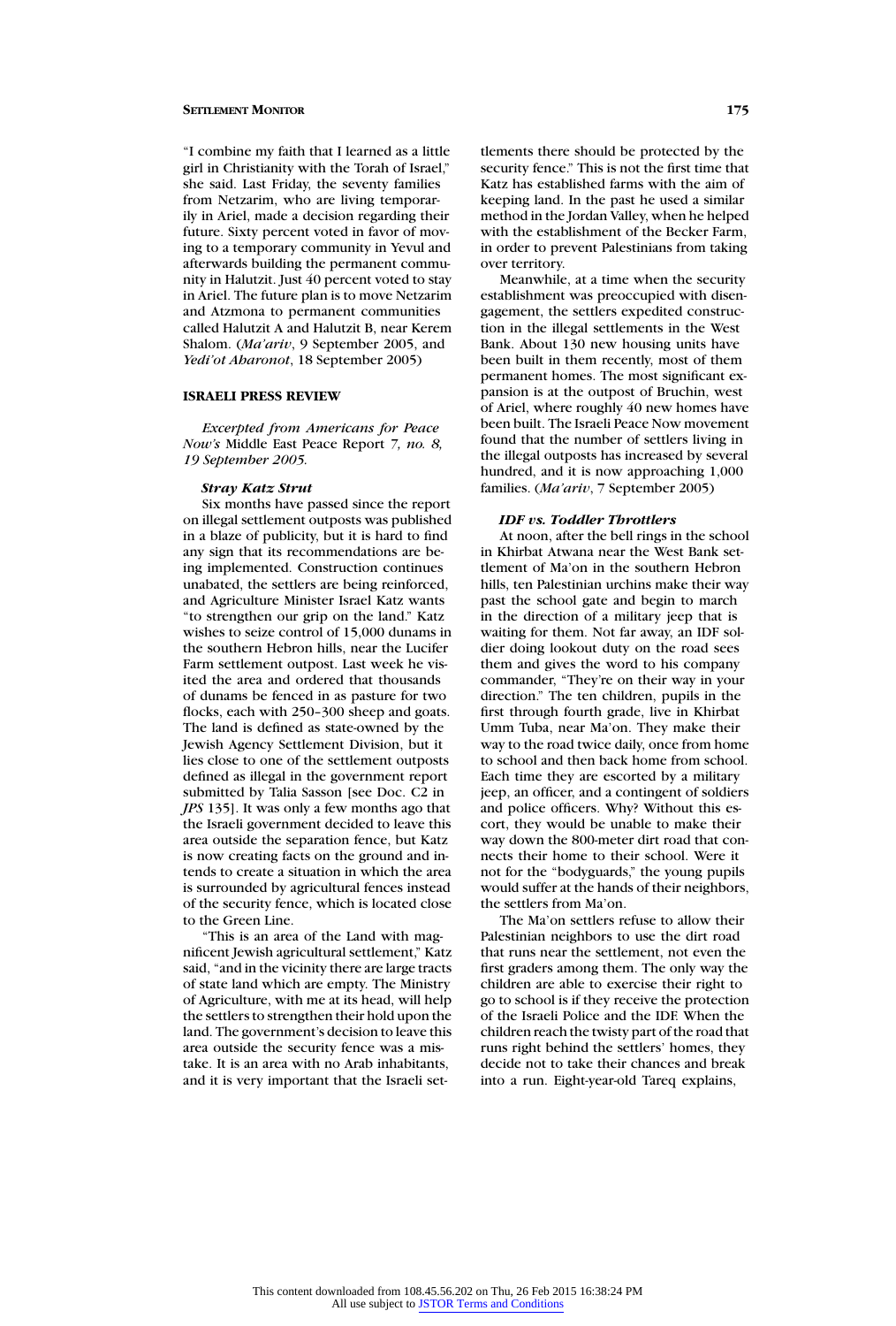"I combine my faith that I learned as a little girl in Christianity with the Torah of Israel," she said. Last Friday, the seventy families from Netzarim, who are living temporarily in Ariel, made a decision regarding their future. Sixty percent voted in favor of moving to a temporary community in Yevul and afterwards building the permanent community in Halutzit. Just 40 percent voted to stay in Ariel. The future plan is to move Netzarim and Atzmona to permanent communities called Halutzit A and Halutzit B, near Kerem Shalom. (*Ma'ariv*, 9 September 2005, and *Yedi'ot Aharonot*, 18 September 2005)

### ISRAELI PRESS REVIEW

*Excerpted from Americans for Peace Now's* Middle East Peace Report *7, no. 8, 19 September 2005.*

#### *Stray Katz Strut*

Six months have passed since the report on illegal settlement outposts was published in a blaze of publicity, but it is hard to find any sign that its recommendations are being implemented. Construction continues unabated, the settlers are being reinforced, and Agriculture Minister Israel Katz wants "to strengthen our grip on the land." Katz wishes to seize control of 15,000 dunams in the southern Hebron hills, near the Lucifer Farm settlement outpost. Last week he visited the area and ordered that thousands of dunams be fenced in as pasture for two flocks, each with 250–300 sheep and goats. The land is defined as state-owned by the Jewish Agency Settlement Division, but it lies close to one of the settlement outposts defined as illegal in the government report submitted by Talia Sasson [see Doc. C2 in *JPS* 135]. It was only a few months ago that the Israeli government decided to leave this area outside the separation fence, but Katz is now creating facts on the ground and intends to create a situation in which the area is surrounded by agricultural fences instead of the security fence, which is located close to the Green Line.

"This is an area of the Land with magnificent Jewish agricultural settlement," Katz said, "and in the vicinity there are large tracts of state land which are empty. The Ministry of Agriculture, with me at its head, will help the settlers to strengthen their hold upon the land. The government's decision to leave this area outside the security fence was a mistake. It is an area with no Arab inhabitants, and it is very important that the Israeli settlements there should be protected by the security fence." This is not the first time that Katz has established farms with the aim of keeping land. In the past he used a similar method in the Jordan Valley, when he helped with the establishment of the Becker Farm, in order to prevent Palestinians from taking over territory.

Meanwhile, at a time when the security establishment was preoccupied with disengagement, the settlers expedited construction in the illegal settlements in the West Bank. About 130 new housing units have been built in them recently, most of them permanent homes. The most significant expansion is at the outpost of Bruchin, west of Ariel, where roughly 40 new homes have been built. The Israeli Peace Now movement found that the number of settlers living in the illegal outposts has increased by several hundred, and it is now approaching 1,000 families. (*Ma'ariv*, 7 September 2005)

#### *IDF vs. Toddler Throttlers*

At noon, after the bell rings in the school in Khirbat Atwana near the West Bank settlement of Ma'on in the southern Hebron hills, ten Palestinian urchins make their way past the school gate and begin to march in the direction of a military jeep that is waiting for them. Not far away, an IDF soldier doing lookout duty on the road sees them and gives the word to his company commander, "They're on their way in your direction." The ten children, pupils in the first through fourth grade, live in Khirbat Umm Tuba, near Ma'on. They make their way to the road twice daily, once from home to school and then back home from school. Each time they are escorted by a military jeep, an officer, and a contingent of soldiers and police officers. Why? Without this escort, they would be unable to make their way down the 800-meter dirt road that connects their home to their school. Were it not for the "bodyguards," the young pupils would suffer at the hands of their neighbors, the settlers from Ma'on.

The Ma'on settlers refuse to allow their Palestinian neighbors to use the dirt road that runs near the settlement, not even the first graders among them. The only way the children are able to exercise their right to go to school is if they receive the protection of the Israeli Police and the IDF. When the children reach the twisty part of the road that runs right behind the settlers' homes, they decide not to take their chances and break into a run. Eight-year-old Tareq explains,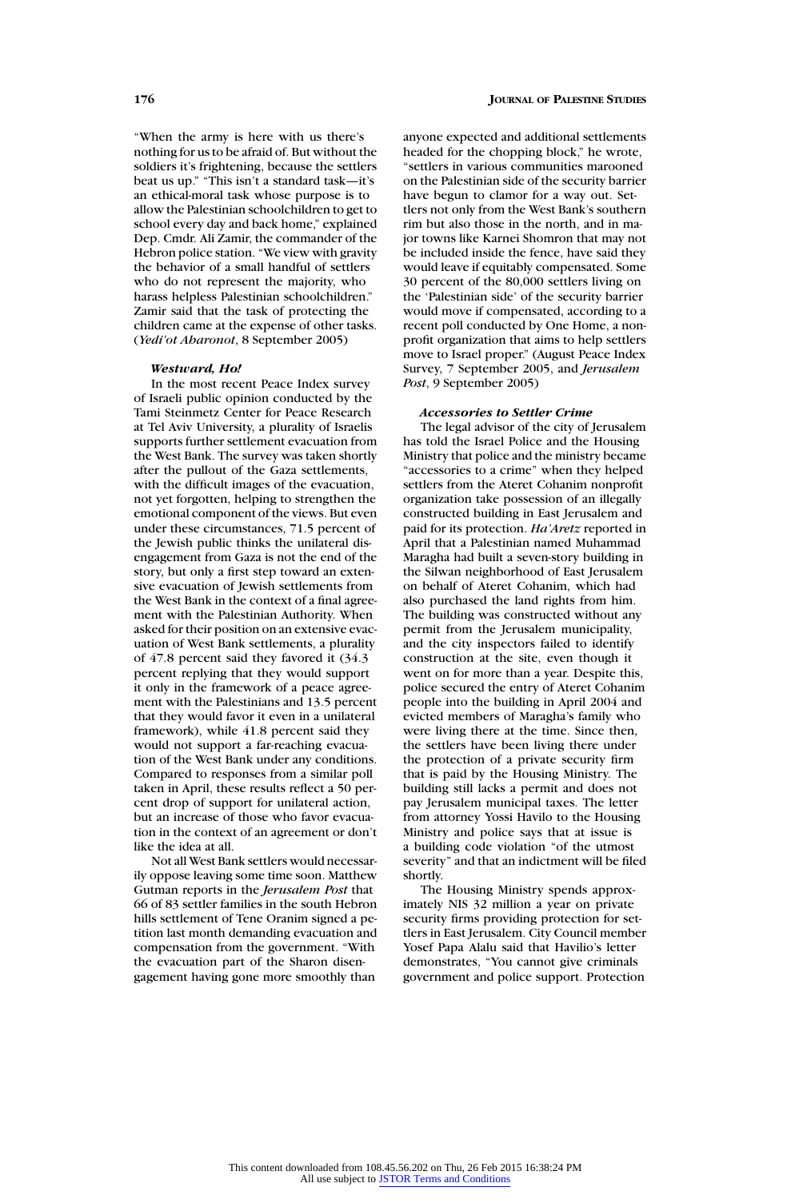"When the army is here with us there's nothing for us to be afraid of. But without the soldiers it's frightening, because the settlers beat us up." "This isn't a standard task—it's an ethical-moral task whose purpose is to allow the Palestinian schoolchildren to get to school every day and back home," explained Dep. Cmdr. Ali Zamir, the commander of the Hebron police station. "We view with gravity the behavior of a small handful of settlers who do not represent the majority, who harass helpless Palestinian schoolchildren." Zamir said that the task of protecting the children came at the expense of other tasks. (*Yedi'ot Aharonot*, 8 September 2005)

***Westward, Ho!***

In the most recent Peace Index survey of Israeli public opinion conducted by the Tami Steinmetz Center for Peace Research at Tel Aviv University, a plurality of Israelis supports further settlement evacuation from the West Bank. The survey was taken shortly after the pullout of the Gaza settlements, with the difficult images of the evacuation, not yet forgotten, helping to strengthen the emotional component of the views. But even under these circumstances, 71.5 percent of the Jewish public thinks the unilateral disengagement from Gaza is not the end of the story, but only a first step toward an extensive evacuation of Jewish settlements from the West Bank in the context of a final agreement with the Palestinian Authority. When asked for their position on an extensive evacuation of West Bank settlements, a plurality of 47.8 percent said they favored it (34.3 percent replying that they would support it only in the framework of a peace agreement with the Palestinians and 13.5 percent that they would favor it even in a unilateral framework), while 41.8 percent said they would not support a far-reaching evacuation of the West Bank under any conditions. Compared to responses from a similar poll taken in April, these results reflect a 50 percent drop of support for unilateral action, but an increase of those who favor evacuation in the context of an agreement or don't like the idea at all.

Not all West Bank settlers would necessarily oppose leaving some time soon. Matthew Gutman reports in the *Jerusalem Post* that 66 of 83 settler families in the south Hebron hills settlement of Tene Oranim signed a petition last month demanding evacuation and compensation from the government. "With the evacuation part of the Sharon disengagement having gone more smoothly than anyone expected and additional settlements headed for the chopping block," he wrote, "settlers in various communities marooned on the Palestinian side of the security barrier have begun to clamor for a way out. Settlers not only from the West Bank's southern rim but also those in the north, and in major towns like Karnei Shomron that may not be included inside the fence, have said they would leave if equitably compensated. Some 30 percent of the 80,000 settlers living on the 'Palestinian side' of the security barrier would move if compensated, according to a recent poll conducted by One Home, a nonprofit organization that aims to help settlers move to Israel proper." (August Peace Index Survey, 7 September 2005, and *Jerusalem Post*, 9 September 2005)

***Accessories to Settler Crime***

The legal advisor of the city of Jerusalem has told the Israel Police and the Housing Ministry that police and the ministry became "accessories to a crime" when they helped settlers from the Ateret Cohanim nonprofit organization take possession of an illegally constructed building in East Jerusalem and paid for its protection. *Ha'Aretz* reported in April that a Palestinian named Muhammad Maragha had built a seven-story building in the Silwan neighborhood of East Jerusalem on behalf of Ateret Cohanim, which had also purchased the land rights from him. The building was constructed without any permit from the Jerusalem municipality, and the city inspectors failed to identify construction at the site, even though it went on for more than a year. Despite this, police secured the entry of Ateret Cohanim people into the building in April 2004 and evicted members of Maragha's family who were living there at the time. Since then, the settlers have been living there under the protection of a private security firm that is paid by the Housing Ministry. The building still lacks a permit and does not pay Jerusalem municipal taxes. The letter from attorney Yossi Havilo to the Housing Ministry and police says that at issue is a building code violation "of the utmost severity" and that an indictment will be filed shortly.

The Housing Ministry spends approximately NIS 32 million a year on private security firms providing protection for settlers in East Jerusalem. City Council member Yosef Papa Alalu said that Havilio's letter demonstrates, "You cannot give criminals government and police support. Protection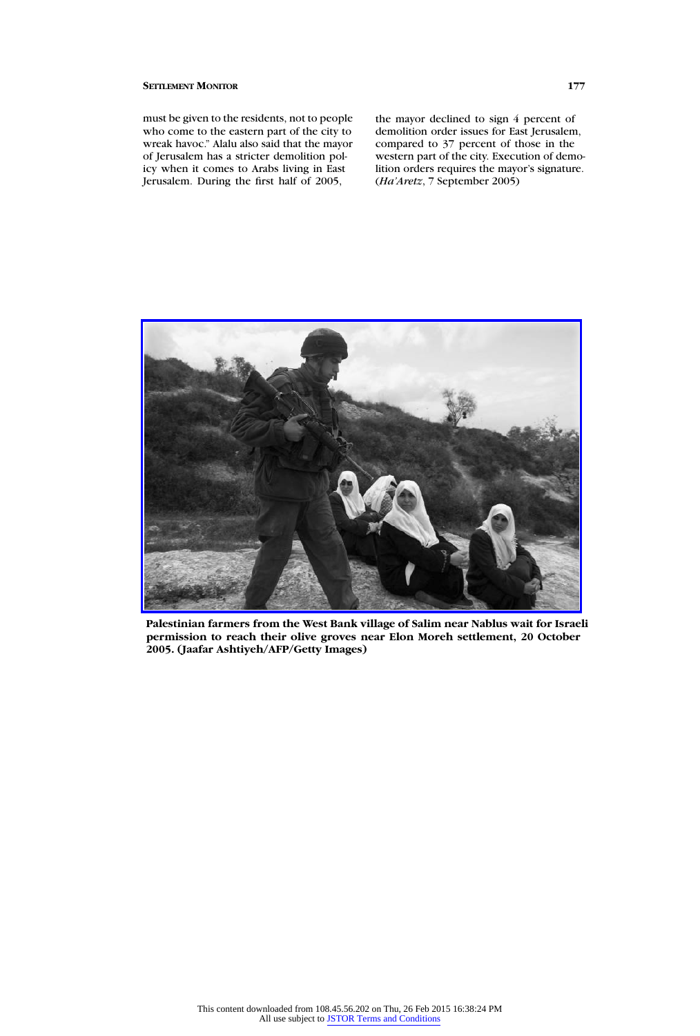must be given to the residents, not to people who come to the eastern part of the city to wreak havoc." Alalu also said that the mayor of Jerusalem has a stricter demolition policy when it comes to Arabs living in East Jerusalem. During the first half of 2005, the mayor declined to sign 4 percent of demolition order issues for East Jerusalem, compared to 37 percent of those in the western part of the city. Execution of demolition orders requires the mayor's signature. (*Ha'Aretz*, 7 September 2005)

**Palestinian farmers from the West Bank village of Salim near Nablus wait for Israeli permission to reach their olive groves near Elon Moreh settlement, 20 October 2005. (Jaafar Ashtiyeh/AFP/Getty Images)**

This content downloaded from 108.45.56.202 on Thu, 26 Feb 2015 16:38:24 PM
All use subject to JSTOR Terms and Conditions